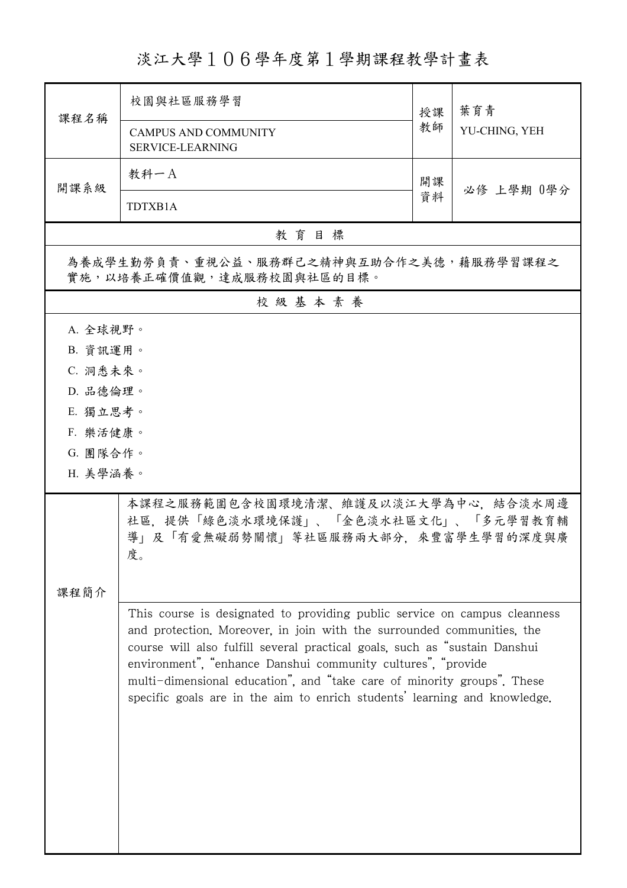# 淡江大學１０６學年度第１學期課程教學計畫表

| 課程名稱 | 校園與社區服務學習 | 授課教師 | 葉育青 |
| --- | --- | --- | --- |
| | CAMPUS AND COMMUNITY SERVICE-LEARNING | | YU-CHING, YEH |
| 開課系級 | 教科一A | 開課資料 | 必修 上學期 0學分 |
| | TDTXB1A | | |

## 教 育 目 標

為養成學生勤勞負責、重視公益、服務群己之精神與互助合作之美德，藉服務學習課程之實施，以培養正確價值觀，達成服務校園與社區的目標。

## 校 級 基 本 素 養

A. 全球視野。
B. 資訊運用。
C. 洞悉未來。
D. 品德倫理。
E. 獨立思考。
F. 樂活健康。
G. 團隊合作。
H. 美學涵養。

## 課程簡介

本課程之服務範圍包含校園環境清潔、維護及以淡江大學為中心，結合淡水周邊社區，提供「綠色淡水環境保護」、「金色淡水社區文化」、「多元學習教育輔導」及「有愛無礙弱勢關懷」等社區服務兩大部分，來豐富學生學習的深度與廣度。

This course is designated to providing public service on campus cleanness and protection. Moreover, in join with the surrounded communities, the course will also fulfill several practical goals, such as "sustain Danshui environment", "enhance Danshui community cultures", "provide multi-dimensional education", and "take care of minority groups". These specific goals are in the aim to enrich students' learning and knowledge.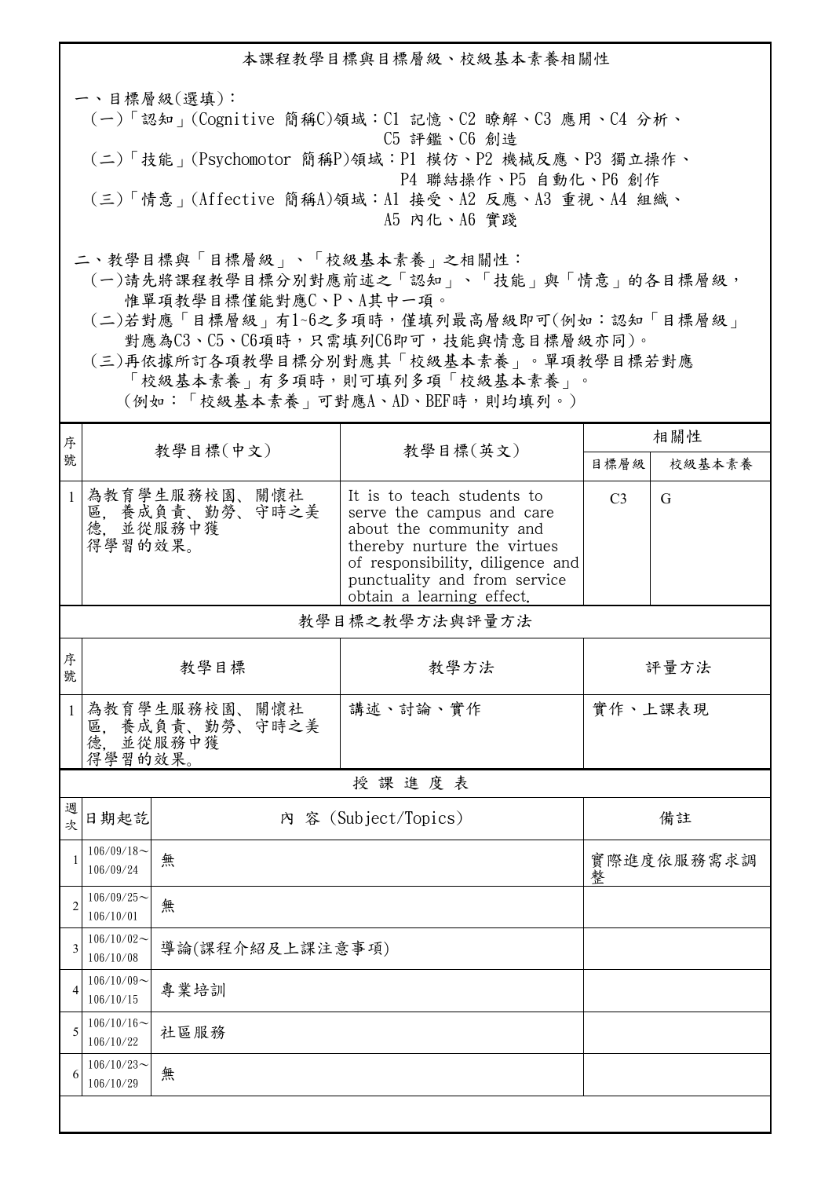## 本課程教學目標與目標層級、校級基本素養相關性

一、目標層級(選填)：
(一)「認知」(Cognitive 簡稱C)領域：C1 記憶、C2 瞭解、C3 應用、C4 分析、C5 評鑑、C6 創造
(二)「技能」(Psychomotor 簡稱P)領域：P1 模仿、P2 機械反應、P3 獨立操作、P4 聯結操作、P5 自動化、P6 創作
(三)「情意」(Affective 簡稱A)領域：A1 接受、A2 反應、A3 重視、A4 組織、A5 內化、A6 實踐

二、教學目標與「目標層級」、「校級基本素養」之相關性：
(一)請先將課程教學目標分別對應前述之「認知」、「技能」與「情意」的各目標層級，惟單項教學目標僅能對應C、P、A其中一項。
(二)若對應「目標層級」有1~6之多項時，僅填列最高層級即可(例如：認知「目標層級」對應為C3、C5、C6項時，只需填列C6即可，技能與情意目標層級亦同)。
(三)再依據所訂各項教學目標分別對應其「校級基本素養」。單項教學目標若對應「校級基本素養」有多項時，則可填列多項「校級基本素養」。(例如：「校級基本素養」可對應A、AD、BEF時，則均填列。)

| 序號 | 教學目標(中文) | 教學目標(英文) | 相關性 | |
|---|---|---|---|---|
| | | | 目標層級 | 校級基本素養 |
| 1 | 為教育學生服務校園、關懷社區，養成負責、勤勞、守時之美德，並從服務中獲得學習的效果。 | It is to teach students to serve the campus and care about the community and thereby nurture the virtues of responsibility, diligence and punctuality and from service obtain a learning effect. | C3 | G |

### 教學目標之教學方法與評量方法

| 序號 | 教學目標 | 教學方法 | 評量方法 |
|---|---|---|---|
| 1 | 為教育學生服務校園、關懷社區，養成負責、勤勞、守時之美德，並從服務中獲得學習的效果。 | 講述、討論、實作 | 實作、上課表現 |

### 授 課 進 度 表

| 週次 | 日期起訖 | 內 容 (Subject/Topics) | 備註 |
|---|---|---|---|
| 1 | 106/09/18~106/09/24 | 無 | 實際進度依服務需求調整 |
| 2 | 106/09/25~106/10/01 | 無 | |
| 3 | 106/10/02~106/10/08 | 導論(課程介紹及上課注意事項) | |
| 4 | 106/10/09~106/10/15 | 專業培訓 | |
| 5 | 106/10/16~106/10/22 | 社區服務 | |
| 6 | 106/10/23~106/10/29 | 無 | |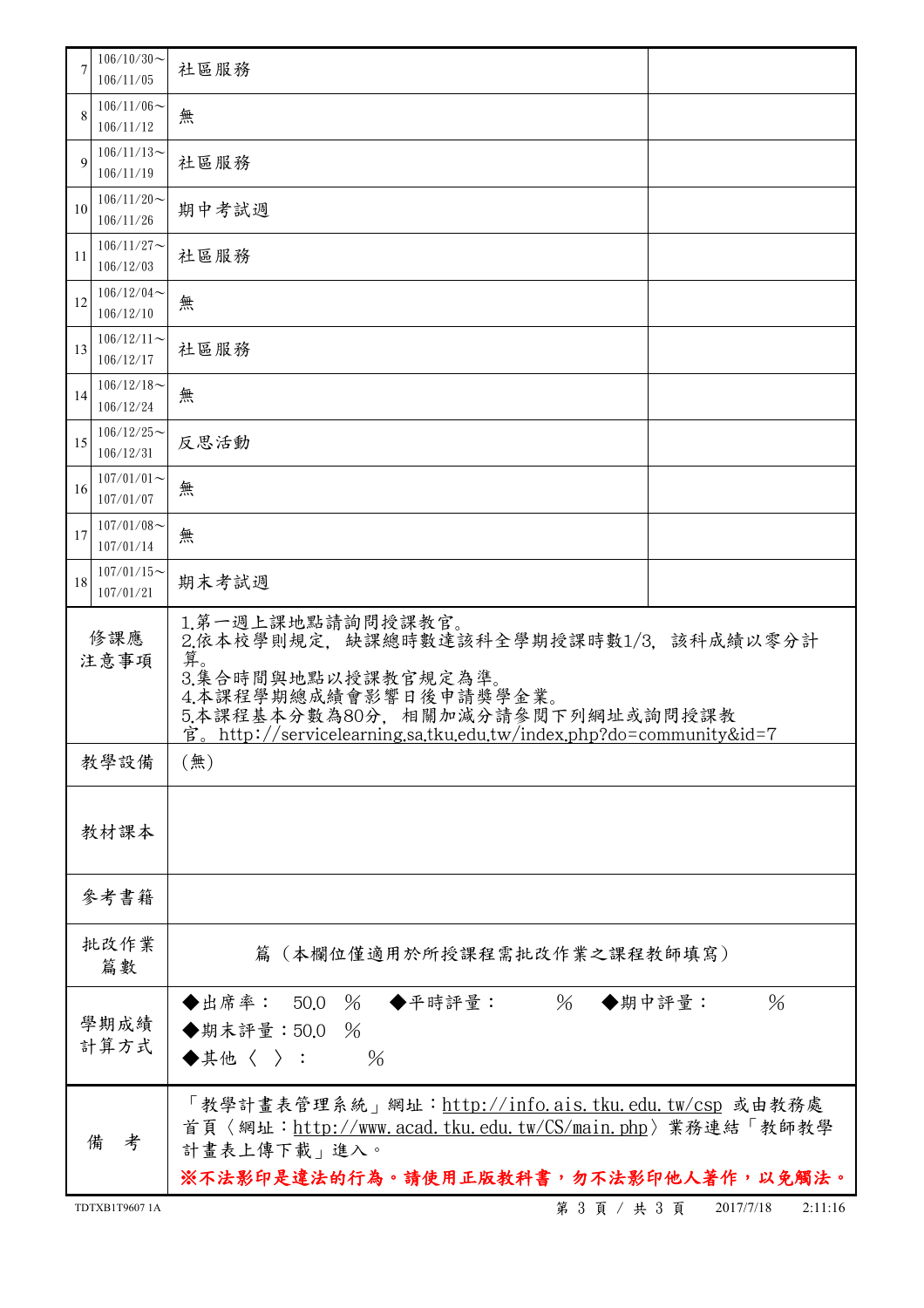| | | | |
|---|---|---|---|
| 7 | 106/10/30～<br>106/11/05 | 社區服務 | |
| 8 | 106/11/06～<br>106/11/12 | 無 | |
| 9 | 106/11/13～<br>106/11/19 | 社區服務 | |
| 10 | 106/11/20～<br>106/11/26 | 期中考試週 | |
| 11 | 106/11/27～<br>106/12/03 | 社區服務 | |
| 12 | 106/12/04～<br>106/12/10 | 無 | |
| 13 | 106/12/11～<br>106/12/17 | 社區服務 | |
| 14 | 106/12/18～<br>106/12/24 | 無 | |
| 15 | 106/12/25～<br>106/12/31 | 反思活動 | |
| 16 | 107/01/01～<br>107/01/07 | 無 | |
| 17 | 107/01/08～<br>107/01/14 | 無 | |
| 18 | 107/01/15～<br>107/01/21 | 期末考試週 | |

| | |
|---|---|
| 修課應注意事項 | 1.第一週上課地點請詢問授課教官。<br>2.依本校學則規定，缺課總時數達該科全學期授課時數1/3，該科成績以零分計算。<br>3.集合時間與地點以授課教官規定為準。<br>4.本課程學期總成績會影響日後申請獎學金業。<br>5.本課程基本分數為80分，相關加減分請參閱下列網址或詢問授課教官。http://servicelearning.sa.tku.edu.tw/index.php?do=community&id=7 |
| 教學設備 | (無) |
| 教材課本 | |
| 參考書籍 | |
| 批改作業篇數 | 篇（本欄位僅適用於所授課程需批改作業之課程教師填寫） |
| 學期成績計算方式 | ◆出席率： 50.0 ％　◆平時評量： ％　◆期中評量： ％<br>◆期末評量：50.0 ％<br>◆其他〈 〉： ％ |
| 備　考 | 「教學計畫表管理系統」網址：http://info.ais.tku.edu.tw/csp 或由教務處首頁〈網址：http://www.acad.tku.edu.tw/CS/main.php〉業務連結「教師教學計畫表上傳下載」進入。<br>**※不法影印是違法的行為。請使用正版教科書，勿不法影印他人著作，以免觸法。** |

TDTXB1T9607 1A　　2017/7/18　2:11:16